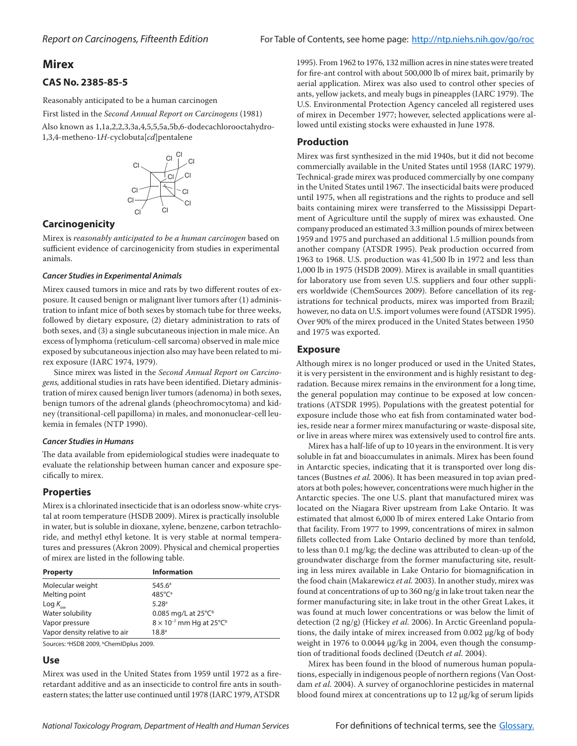# Mirex

## CAS No. 2385-85-5

Reasonably anticipated to be a human carcinogen

First listed in the *Second Annual Report on Carcinogens* (1981)

Also known as 1,1a,2,2,3,3a,4,5,5,5a,5b,6-dodecachlorooctahydro-1,3,4-metheno-1*H*-cyclobuta[*cd*]pentalene

## Carcinogenicity

Mirex is *reasonably anticipated to be a human carcinogen* based on sufficient evidence of carcinogenicity from studies in experimental animals.

### *Cancer Studies in Experimental Animals*

Mirex caused tumors in mice and rats by two different routes of exposure. It caused benign or malignant liver tumors after (1) administration to infant mice of both sexes by stomach tube for three weeks, followed by dietary exposure, (2) dietary administration to rats of both sexes, and (3) a single subcutaneous injection in male mice. An excess of lymphoma (reticulum-cell sarcoma) observed in male mice exposed by subcutaneous injection also may have been related to mirex exposure (IARC 1974, 1979).

Since mirex was listed in the *Second Annual Report on Carcinogens,* additional studies in rats have been identified. Dietary administration of mirex caused benign liver tumors (adenoma) in both sexes, benign tumors of the adrenal glands (pheochromocytoma) and kidney (transitional-cell papilloma) in males, and mononuclear-cell leukemia in females (NTP 1990).

### *Cancer Studies in Humans*

The data available from epidemiological studies were inadequate to evaluate the relationship between human cancer and exposure specifically to mirex.

## Properties

Mirex is a chlorinated insecticide that is an odorless snow-white crystal at room temperature (HSDB 2009). Mirex is practically insoluble in water, but is soluble in dioxane, xylene, benzene, carbon tetrachloride, and methyl ethyl ketone. It is very stable at normal temperatures and pressures (Akron 2009). Physical and chemical properties of mirex are listed in the following table.

| Property | Information |
|---|---|
| Molecular weight | 545.6[a] |
| Melting point | 485°C[a] |
| Log $K_{ow}$ | 5.28[a] |
| Water solubility | 0.085 mg/L at 25°C[b] |
| Vapor pressure | $8 \times 10^{-7}$ mm Hg at 25°C[b] |
| Vapor density relative to air | 18.8[a] |

Sources: [a]HSDB 2009, [b]ChemIDplus 2009.

## Use

Mirex was used in the United States from 1959 until 1972 as a fire-retardant additive and as an insecticide to control fire ants in southeastern states; the latter use continued until 1978 (IARC 1979, ATSDR 1995). From 1962 to 1976, 132 million acres in nine states were treated for fire-ant control with about 500,000 lb of mirex bait, primarily by aerial application. Mirex was also used to control other species of ants, yellow jackets, and mealy bugs in pineapples (IARC 1979). The U.S. Environmental Protection Agency canceled all registered uses of mirex in December 1977; however, selected applications were allowed until existing stocks were exhausted in June 1978.

## Production

Mirex was first synthesized in the mid 1940s, but it did not become commercially available in the United States until 1958 (IARC 1979). Technical-grade mirex was produced commercially by one company in the United States until 1967. The insecticidal baits were produced until 1975, when all registrations and the rights to produce and sell baits containing mirex were transferred to the Mississippi Department of Agriculture until the supply of mirex was exhausted. One company produced an estimated 3.3 million pounds of mirex between 1959 and 1975 and purchased an additional 1.5 million pounds from another company (ATSDR 1995). Peak production occurred from 1963 to 1968. U.S. production was 41,500 lb in 1972 and less than 1,000 lb in 1975 (HSDB 2009). Mirex is available in small quantities for laboratory use from seven U.S. suppliers and four other suppliers worldwide (ChemSources 2009). Before cancellation of its registrations for technical products, mirex was imported from Brazil; however, no data on U.S. import volumes were found (ATSDR 1995). Over 90% of the mirex produced in the United States between 1950 and 1975 was exported.

## Exposure

Although mirex is no longer produced or used in the United States, it is very persistent in the environment and is highly resistant to degradation. Because mirex remains in the environment for a long time, the general population may continue to be exposed at low concentrations (ATSDR 1995). Populations with the greatest potential for exposure include those who eat fish from contaminated water bodies, reside near a former mirex manufacturing or waste-disposal site, or live in areas where mirex was extensively used to control fire ants.

Mirex has a half-life of up to 10 years in the environment. It is very soluble in fat and bioaccumulates in animals. Mirex has been found in Antarctic species, indicating that it is transported over long distances (Bustnes *et al.* 2006). It has been measured in top avian predators at both poles; however, concentrations were much higher in the Antarctic species. The one U.S. plant that manufactured mirex was located on the Niagara River upstream from Lake Ontario. It was estimated that almost 6,000 lb of mirex entered Lake Ontario from that facility. From 1977 to 1999, concentrations of mirex in salmon fillets collected from Lake Ontario declined by more than tenfold, to less than 0.1 mg/kg; the decline was attributed to clean-up of the groundwater discharge from the former manufacturing site, resulting in less mirex available in Lake Ontario for biomagnification in the food chain (Makarewicz *et al.* 2003). In another study, mirex was found at concentrations of up to 360 ng/g in lake trout taken near the former manufacturing site; in lake trout in the other Great Lakes, it was found at much lower concentrations or was below the limit of detection (2 ng/g) (Hickey *et al.* 2006). In Arctic Greenland populations, the daily intake of mirex increased from 0.002 μg/kg of body weight in 1976 to 0.0044 μg/kg in 2004, even though the consumption of traditional foods declined (Deutch *et al.* 2004).

Mirex has been found in the blood of numerous human populations, especially in indigenous people of northern regions (Van Oostdam *et al.* 2004). A survey of organochlorine pesticides in maternal blood found mirex at concentrations up to 12 μg/kg of serum lipids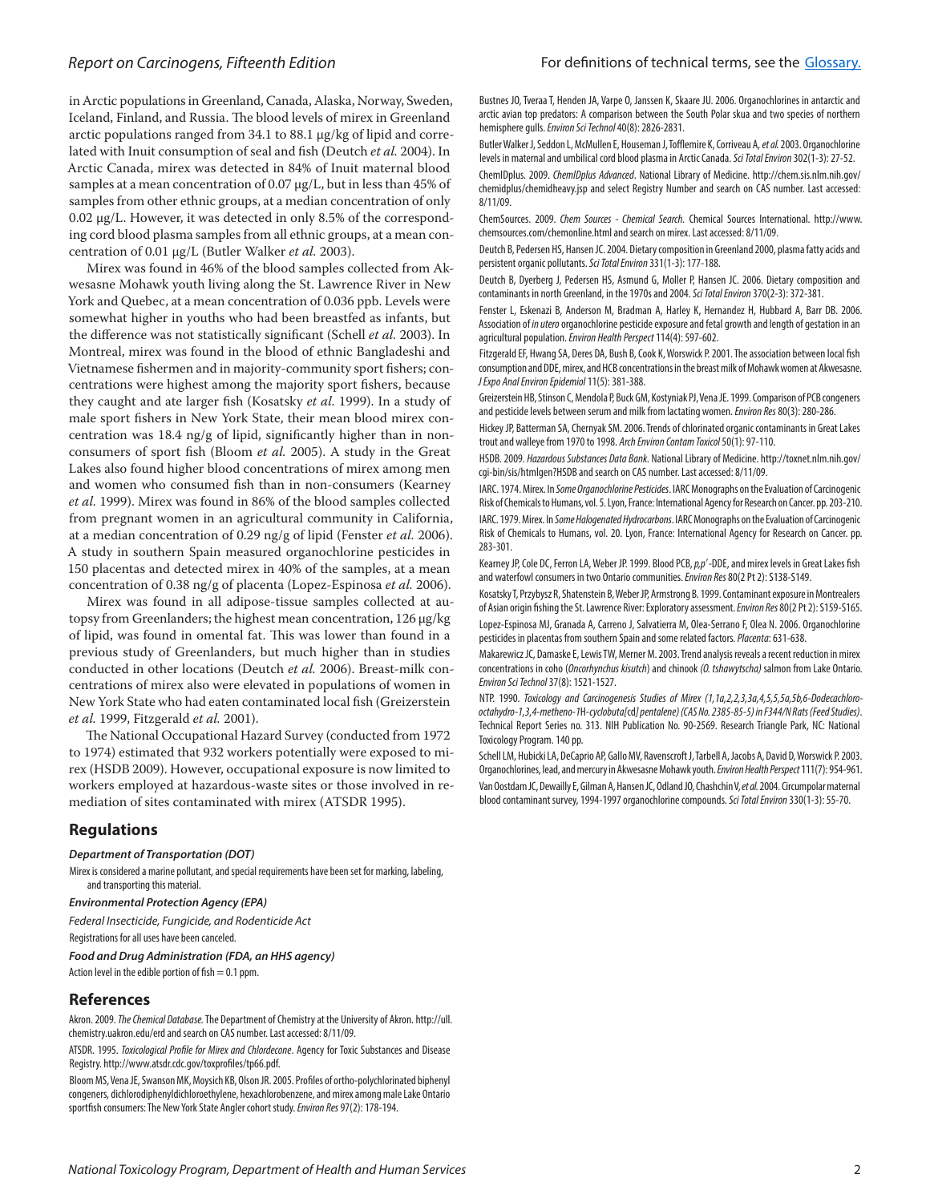in Arctic populations in Greenland, Canada, Alaska, Norway, Sweden, Iceland, Finland, and Russia. The blood levels of mirex in Greenland arctic populations ranged from 34.1 to 88.1 μg/kg of lipid and correlated with Inuit consumption of seal and fish (Deutch *et al.* 2004). In Arctic Canada, mirex was detected in 84% of Inuit maternal blood samples at a mean concentration of 0.07 μg/L, but in less than 45% of samples from other ethnic groups, at a median concentration of only 0.02 μg/L. However, it was detected in only 8.5% of the corresponding cord blood plasma samples from all ethnic groups, at a mean concentration of 0.01 μg/L (Butler Walker *et al.* 2003).

Mirex was found in 46% of the blood samples collected from Akwesasne Mohawk youth living along the St. Lawrence River in New York and Quebec, at a mean concentration of 0.036 ppb. Levels were somewhat higher in youths who had been breastfed as infants, but the difference was not statistically significant (Schell *et al.* 2003). In Montreal, mirex was found in the blood of ethnic Bangladeshi and Vietnamese fishermen and in majority-community sport fishers; concentrations were highest among the majority sport fishers, because they caught and ate larger fish (Kosatsky *et al.* 1999). In a study of male sport fishers in New York State, their mean blood mirex concentration was 18.4 ng/g of lipid, significantly higher than in nonconsumers of sport fish (Bloom *et al.* 2005). A study in the Great Lakes also found higher blood concentrations of mirex among men and women who consumed fish than in non-consumers (Kearney *et al.* 1999). Mirex was found in 86% of the blood samples collected from pregnant women in an agricultural community in California, at a median concentration of 0.29 ng/g of lipid (Fenster *et al.* 2006). A study in southern Spain measured organochlorine pesticides in 150 placentas and detected mirex in 40% of the samples, at a mean concentration of 0.38 ng/g of placenta (Lopez-Espinosa *et al.* 2006).

Mirex was found in all adipose-tissue samples collected at autopsy from Greenlanders; the highest mean concentration, 126 μg/kg of lipid, was found in omental fat. This was lower than found in a previous study of Greenlanders, but much higher than in studies conducted in other locations (Deutch *et al.* 2006). Breast-milk concentrations of mirex also were elevated in populations of women in New York State who had eaten contaminated local fish (Greizerstein *et al.* 1999, Fitzgerald *et al.* 2001).

The National Occupational Hazard Survey (conducted from 1972 to 1974) estimated that 932 workers potentially were exposed to mirex (HSDB 2009). However, occupational exposure is now limited to workers employed at hazardous-waste sites or those involved in remediation of sites contaminated with mirex (ATSDR 1995).

## Regulations

***Department of Transportation (DOT)***

Mirex is considered a marine pollutant, and special requirements have been set for marking, labeling, and transporting this material.

***Environmental Protection Agency (EPA)***

*Federal Insecticide, Fungicide, and Rodenticide Act*

Registrations for all uses have been canceled.

***Food and Drug Administration (FDA, an HHS agency)***

Action level in the edible portion of fish = 0.1 ppm.

## References

Akron. 2009. *The Chemical Database.* The Department of Chemistry at the University of Akron. http://ull.chemistry.uakron.edu/erd and search on CAS number. Last accessed: 8/11/09.

ATSDR. 1995. *Toxicological Profile for Mirex and Chlordecone*. Agency for Toxic Substances and Disease Registry. http://www.atsdr.cdc.gov/toxprofiles/tp66.pdf.

Bloom MS, Vena JE, Swanson MK, Moysich KB, Olson JR. 2005. Profiles of ortho-polychlorinated biphenyl congeners, dichlorodiphenyldichloroethylene, hexachlorobenzene, and mirex among male Lake Ontario sportfish consumers: The New York State Angler cohort study. *Environ Res* 97(2): 178-194.

Bustnes JO, Tveraa T, Henden JA, Varpe O, Janssen K, Skaare JU. 2006. Organochlorines in antarctic and arctic avian top predators: A comparison between the South Polar skua and two species of northern hemisphere gulls. *Environ Sci Technol* 40(8): 2826-2831.

Butler Walker J, Seddon L, McMullen E, Houseman J, Tofflemire K, Corriveau A, *et al.* 2003. Organochlorine levels in maternal and umbilical cord blood plasma in Arctic Canada. *Sci Total Environ* 302(1-3): 27-52.

ChemIDplus. 2009. *ChemIDplus Advanced*. National Library of Medicine. http://chem.sis.nlm.nih.gov/chemidplus/chemidheavy.jsp and select Registry Number and search on CAS number. Last accessed: 8/11/09.

ChemSources. 2009. *Chem Sources - Chemical Search.* Chemical Sources International. http://www.chemsources.com/chemonline.html and search on mirex. Last accessed: 8/11/09.

Deutch B, Pedersen HS, Hansen JC. 2004. Dietary composition in Greenland 2000, plasma fatty acids and persistent organic pollutants. *Sci Total Environ* 331(1-3): 177-188.

Deutch B, Dyerberg J, Pedersen HS, Asmund G, Moller P, Hansen JC. 2006. Dietary composition and contaminants in north Greenland, in the 1970s and 2004. *Sci Total Environ* 370(2-3): 372-381.

Fenster L, Eskenazi B, Anderson M, Bradman A, Harley K, Hernandez H, Hubbard A, Barr DB. 2006. Association of *in utero* organochlorine pesticide exposure and fetal growth and length of gestation in an agricultural population. *Environ Health Perspect* 114(4): 597-602.

Fitzgerald EF, Hwang SA, Deres DA, Bush B, Cook K, Worswick P. 2001. The association between local fish consumption and DDE, mirex, and HCB concentrations in the breast milk of Mohawk women at Akwesasne. *J Expo Anal Environ Epidemiol* 11(5): 381-388.

Greizerstein HB, Stinson C, Mendola P, Buck GM, Kostyniak PJ, Vena JE. 1999. Comparison of PCB congeners and pesticide levels between serum and milk from lactating women. *Environ Res* 80(3): 280-286.

Hickey JP, Batterman SA, Chernyak SM. 2006. Trends of chlorinated organic contaminants in Great Lakes trout and walleye from 1970 to 1998. *Arch Environ Contam Toxicol* 50(1): 97-110.

HSDB. 2009. *Hazardous Substances Data Bank.* National Library of Medicine. http://toxnet.nlm.nih.gov/cgi-bin/sis/htmlgen?HSDB and search on CAS number. Last accessed: 8/11/09.

IARC. 1974. Mirex. In *Some Organochlorine Pesticides*. IARC Monographs on the Evaluation of Carcinogenic Risk of Chemicals to Humans, vol. 5. Lyon, France: International Agency for Research on Cancer. pp. 203-210.

IARC. 1979. Mirex. In *Some Halogenated Hydrocarbons*. IARC Monographs on the Evaluation of Carcinogenic Risk of Chemicals to Humans, vol. 20. Lyon, France: International Agency for Research on Cancer. pp. 283-301.

Kearney JP, Cole DC, Ferron LA, Weber JP. 1999. Blood PCB, *p,p′*-DDE, and mirex levels in Great Lakes fish and waterfowl consumers in two Ontario communities. *Environ Res* 80(2 Pt 2): S138-S149.

Kosatsky T, Przybysz R, Shatenstein B, Weber JP, Armstrong B. 1999. Contaminant exposure in Montrealers of Asian origin fishing the St. Lawrence River: Exploratory assessment. *Environ Res* 80(2 Pt 2): S159-S165.

Lopez-Espinosa MJ, Granada A, Carreno J, Salvatierra M, Olea-Serrano F, Olea N. 2006. Organochlorine pesticides in placentas from southern Spain and some related factors. *Placenta*: 631-638.

Makarewicz JC, Damaske E, Lewis TW, Merner M. 2003. Trend analysis reveals a recent reduction in mirex concentrations in coho (*Oncorhynchus kisutch*) and chinook *(O. tshawytscha)* salmon from Lake Ontario. *Environ Sci Technol* 37(8): 1521-1527.

NTP. 1990. *Toxicology and Carcinogenesis Studies of Mirex (1,1a,2,2,3,3a,4,5,5,5a,5b,6-Dodecachlorooctahydro-1,3,4-metheno-1H-cyclobuta[cd]pentalene) (CAS No. 2385-85-5) in F344/N Rats (Feed Studies)*. Technical Report Series no. 313. NIH Publication No. 90-2569. Research Triangle Park, NC: National Toxicology Program. 140 pp.

Schell LM, Hubicki LA, DeCaprio AP, Gallo MV, Ravenscroft J, Tarbell A, Jacobs A, David D, Worswick P. 2003. Organochlorines, lead, and mercury in Akwesasne Mohawk youth. *Environ Health Perspect* 111(7): 954-961.

Van Oostdam JC, Dewailly E, Gilman A, Hansen JC, Odland JO, Chashchin V, *et al.* 2004. Circumpolar maternal blood contaminant survey, 1994-1997 organochlorine compounds. *Sci Total Environ* 330(1-3): 55-70.